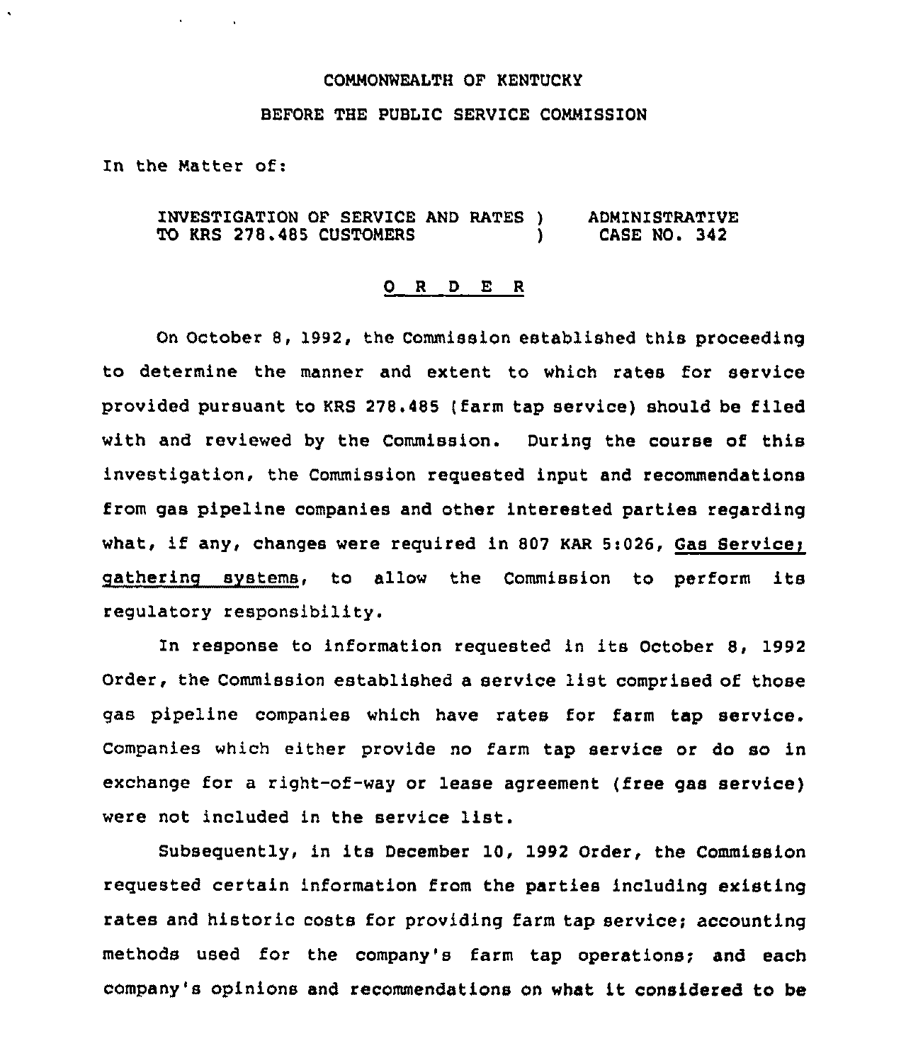COMMONWEALTH OF KENTUCKY

BEFORE THE PUBLIC SERVICE COMMISSION

In the Matter of:

| | | |
|---|---|---|
| INVESTIGATION OF SERVICE AND RATES TO KRS 278.485 CUSTOMERS | ) ) | ADMINISTRATIVE CASE NO. 342 |

## O R D E R

On October 8, 1992, the Commission established this proceeding to determine the manner and extent to which rates for service provided pursuant to KRS 278.485 (farm tap service) should be filed with and reviewed by the Commission. During the course of this investigation, the Commission requested input and recommendations from gas pipeline companies and other interested parties regarding what, if any, changes were required in 807 KAR 5:026, Gas Service; gathering systems, to allow the Commission to perform its regulatory responsibility.

In response to information requested in its October 8, 1992 Order, the Commission established a service list comprised of those gas pipeline companies which have rates for farm tap service. Companies which either provide no farm tap service or do so in exchange for a right-of-way or lease agreement (free gas service) were not included in the service list.

Subsequently, in its December 10, 1992 Order, the Commission requested certain information from the parties including existing rates and historic costs for providing farm tap service; accounting methods used for the company's farm tap operations; and each company's opinions and recommendations on what it considered to be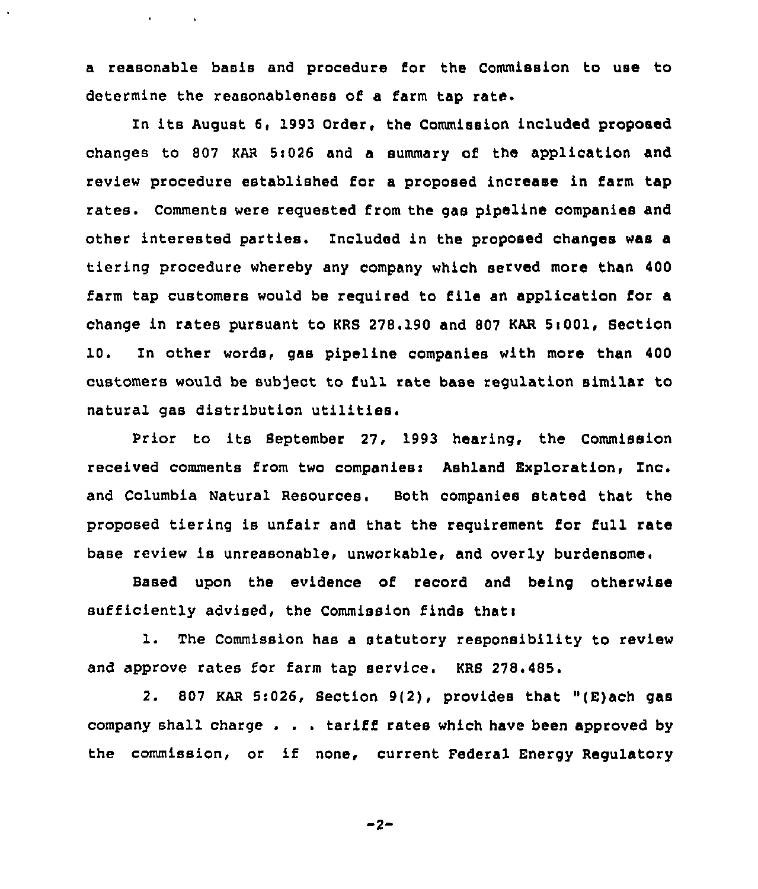a reasonable basis and procedure for the Commission to use to determine the reasonableness of a farm tap rate.

In its August 6, 1993 Order, the Commission included proposed changes to 807 KAR 5:026 and a summary of the application and review procedure established for a proposed increase in farm tap rates. Comments were requested from the gas pipeline companies and other interested parties. Included in the proposed changes was a tiering procedure whereby any company which served more than 400 farm tap customers would be required to file an application for a change in rates pursuant to KRS 278.190 and 807 KAR 5:001, Section 10. In other words, gas pipeline companies with more than 400 customers would be subject to full rate base regulation similar to natural gas distribution utilities.

Prior to its September 27, 1993 hearing, the Commission received comments from two companies: Ashland Exploration, Inc. and Columbia Natural Resources. Both companies stated that the proposed tiering is unfair and that the requirement for full rate base review is unreasonable, unworkable, and overly burdensome.

Based upon the evidence of record and being otherwise sufficiently advised, the Commission finds that:

1. The Commission has a statutory responsibility to review and approve rates for farm tap service. KRS 278.485.

2. 807 KAR 5:026, Section 9(2), provides that "(E)ach gas company shall charge . . . tariff rates which have been approved by the commission, or if none, current Federal Energy Regulatory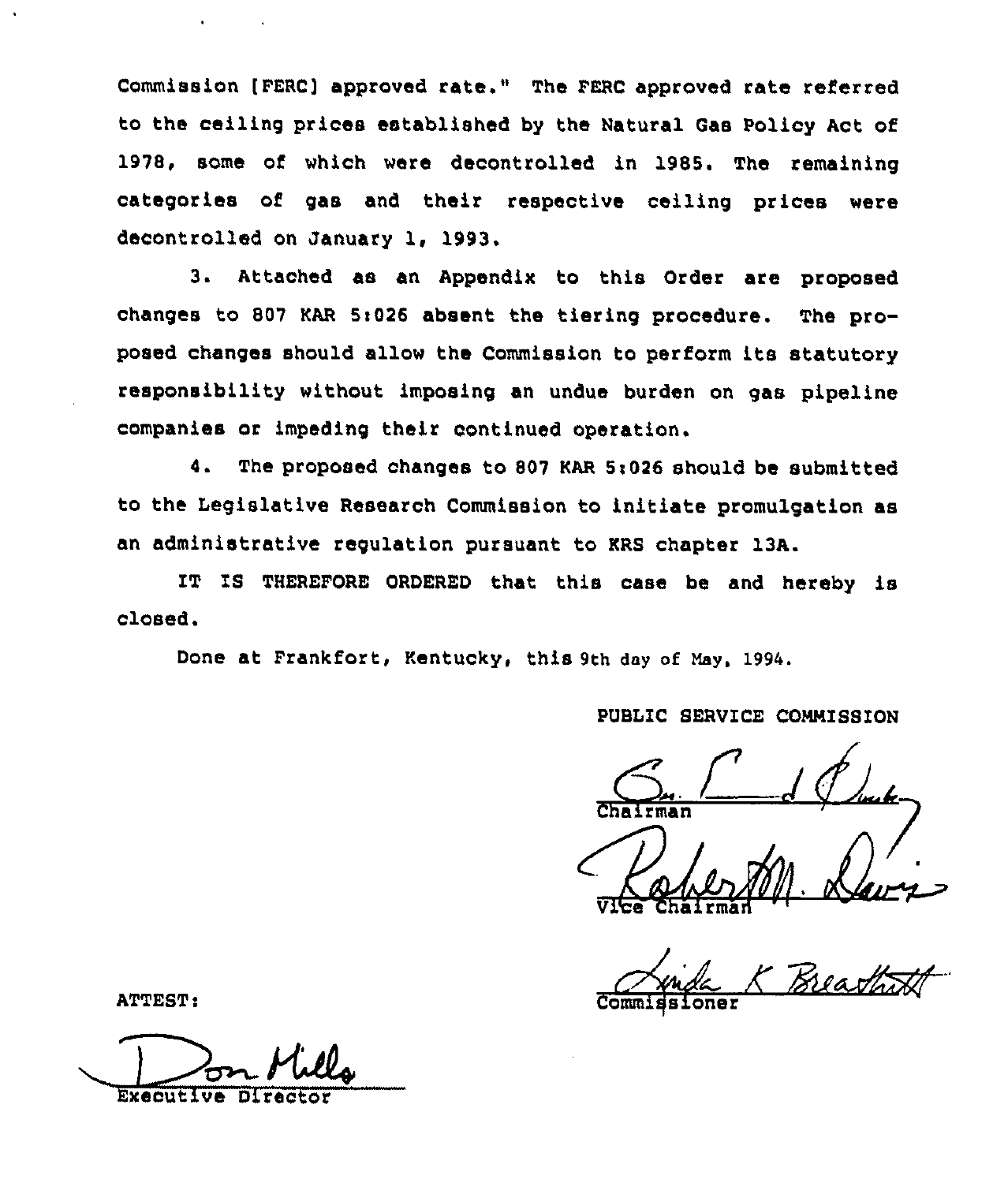Commission [FERC] approved rate." The FERC approved rate referred to the ceiling prices established by the Natural Gas Policy Act of 1978, some of which were decontrolled in 1985. The remaining categories of gas and their respective ceiling prices were decontrolled on January 1, 1993.

3. Attached as an Appendix to this Order are proposed changes to 807 KAR 5:026 absent the tiering procedure. The proposed changes should allow the Commission to perform its statutory responsibility without imposing an undue burden on gas pipeline companies or impeding their continued operation.

4. The proposed changes to 807 KAR 5:026 should be submitted to the Legislative Research Commission to initiate promulgation as an administrative regulation pursuant to KRS chapter 13A.

IT IS THEREFORE ORDERED that this case be and hereby is closed.

Done at Frankfort, Kentucky, this 9th day of May, 1994.

PUBLIC SERVICE COMMISSION

Chairman

Vice Chairman

Commissioner

ATTEST:

Executive Director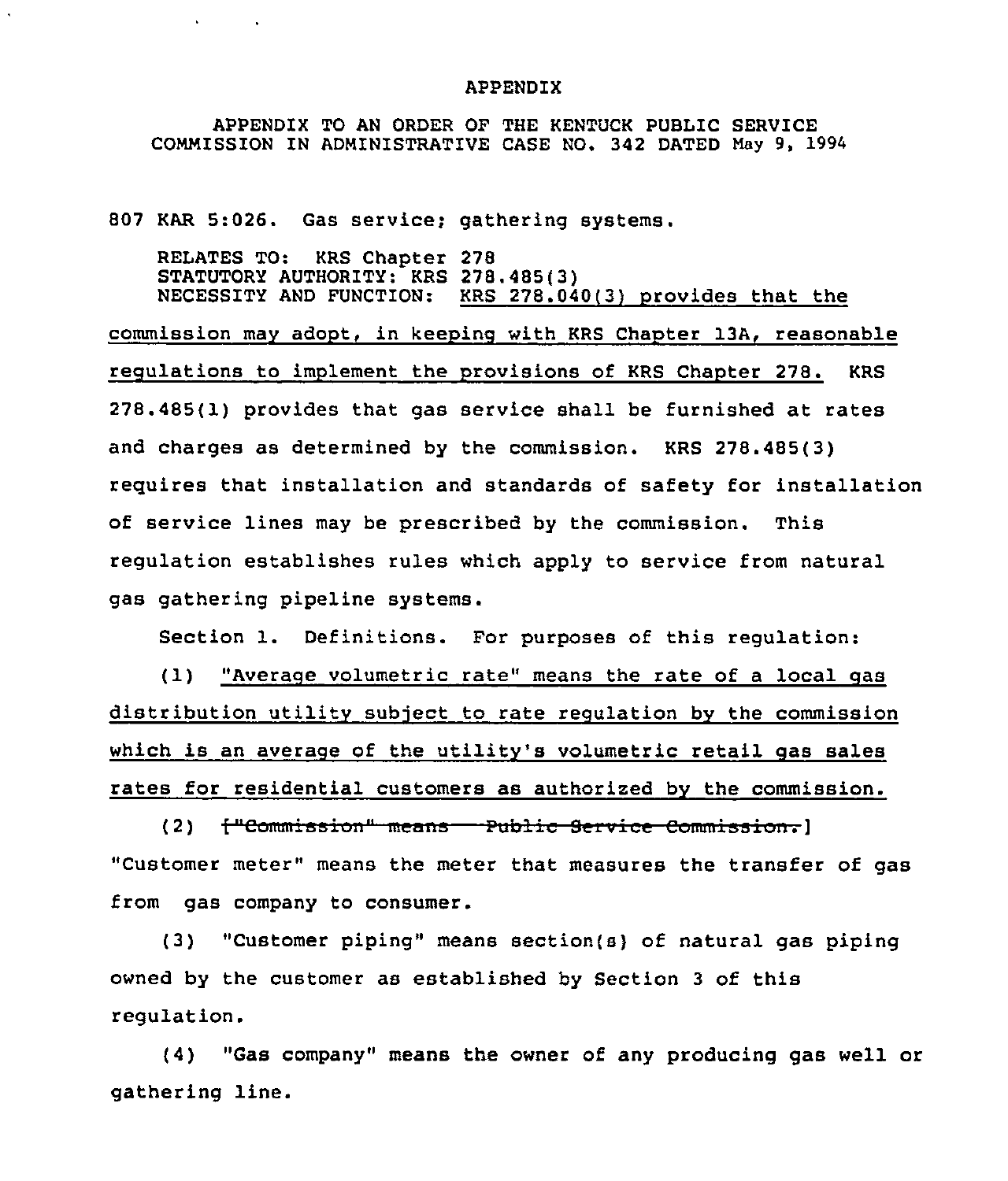APPENDIX

APPENDIX TO AN ORDER OF THE KENTUCK PUBLIC SERVICE COMMISSION IN ADMINISTRATIVE CASE NO. 342 DATED May 9, 1994

807 KAR 5:026. Gas service; gathering systems.

RELATES TO: KRS Chapter 278
STATUTORY AUTHORITY: KRS 278.485(3)
NECESSITY AND FUNCTION: <u>KRS 278.040(3) provides that the commission may adopt, in keeping with KRS Chapter 13A, reasonable regulations to implement the provisions of KRS Chapter 278.</u> KRS 278.485(1) provides that gas service shall be furnished at rates and charges as determined by the commission. KRS 278.485(3) requires that installation and standards of safety for installation of service lines may be prescribed by the commission. This regulation establishes rules which apply to service from natural gas gathering pipeline systems.

Section 1. Definitions. For purposes of this regulation:

(1) <u>"Average volumetric rate" means the rate of a local gas distribution utility subject to rate regulation by the commission which is an average of the utility's volumetric retail gas sales rates for residential customers as authorized by the commission.</u>

(2) ~~["Commission" means Public Service Commission.]~~ "Customer meter" means the meter that measures the transfer of gas from gas company to consumer.

(3) "Customer piping" means section(s) of natural gas piping owned by the customer as established by Section 3 of this regulation.

(4) "Gas company" means the owner of any producing gas well or gathering line.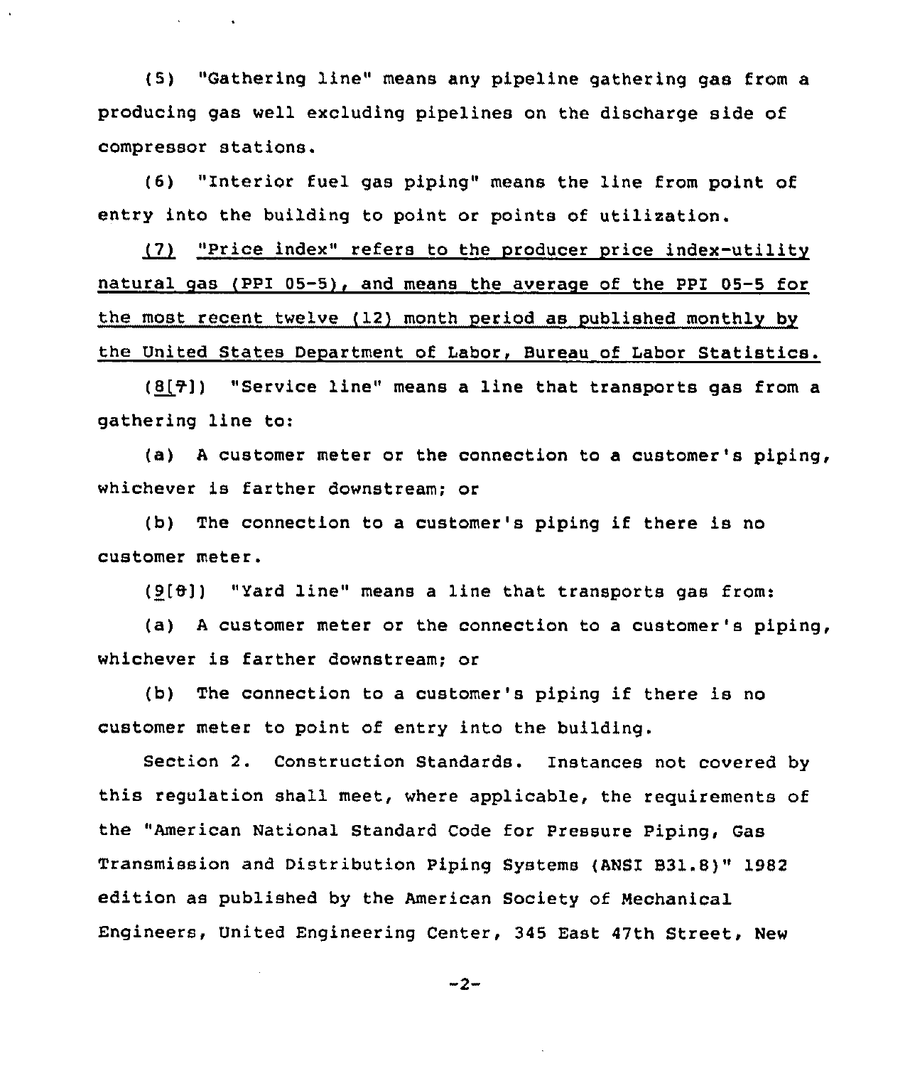(5) "Gathering line" means any pipeline gathering gas from a producing gas well excluding pipelines on the discharge side of compressor stations.

(6) "Interior fuel gas piping" means the line from point of entry into the building to point or points of utilization.

<u>(7) "Price index" refers to the producer price index-utility natural gas (PPI 05-5), and means the average of the PPI 05-5 for the most recent twelve (12) month period as published monthly by the United States Department of Labor, Bureau of Labor Statistics.</u>

(<u>8</u>[~~7~~]) "Service line" means a line that transports gas from a gathering line to:

(a) A customer meter or the connection to a customer's piping, whichever is farther downstream; or

(b) The connection to a customer's piping if there is no customer meter.

(<u>9</u>[~~8~~]) "Yard line" means a line that transports gas from:

(a) A customer meter or the connection to a customer's piping, whichever is farther downstream; or

(b) The connection to a customer's piping if there is no customer meter to point of entry into the building.

Section 2. Construction Standards. Instances not covered by this regulation shall meet, where applicable, the requirements of the "American National Standard Code for Pressure Piping, Gas Transmission and Distribution Piping Systems (ANSI B31.8)" 1982 edition as published by the American Society of Mechanical Engineers, United Engineering Center, 345 East 47th Street, New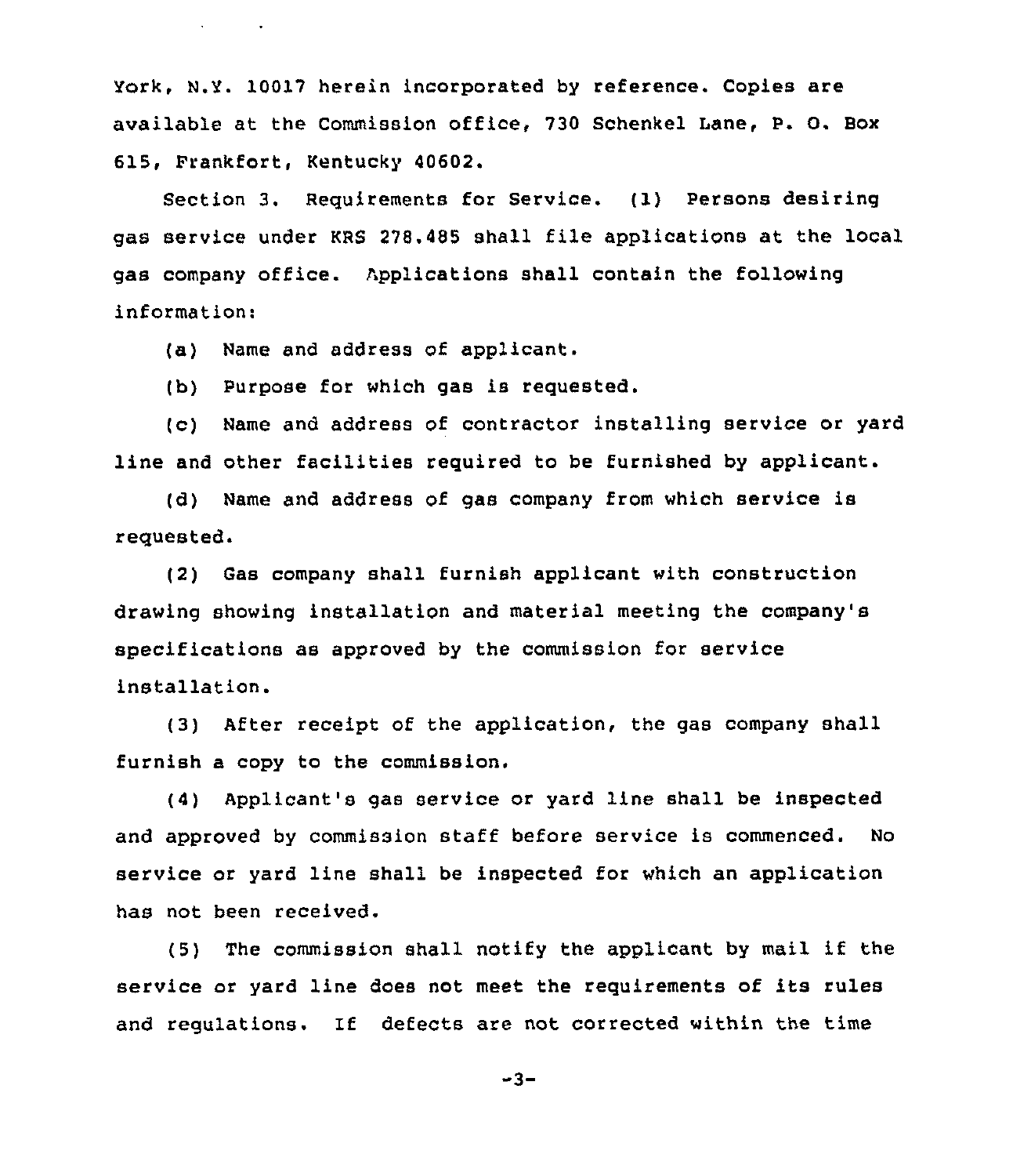York, N.Y. 10017 herein incorporated by reference. Copies are available at the Commission office, 730 Schenkel Lane, P. O. Box 615, Frankfort, Kentucky 40602.

Section 3. Requirements for Service. (1) Persons desiring gas service under KRS 278.485 shall file applications at the local gas company office. Applications shall contain the following information:

(a) Name and address of applicant.

(b) Purpose for which gas is requested.

(c) Name and address of contractor installing service or yard line and other facilities required to be furnished by applicant.

(d) Name and address of gas company from which service is requested.

(2) Gas company shall furnish applicant with construction drawing showing installation and material meeting the company's specifications as approved by the commission for service installation.

(3) After receipt of the application, the gas company shall furnish a copy to the commission.

(4) Applicant's gas service or yard line shall be inspected and approved by commission staff before service is commenced. No service or yard line shall be inspected for which an application has not been received.

(5) The commission shall notify the applicant by mail if the service or yard line does not meet the requirements of its rules and regulations. If defects are not corrected within the time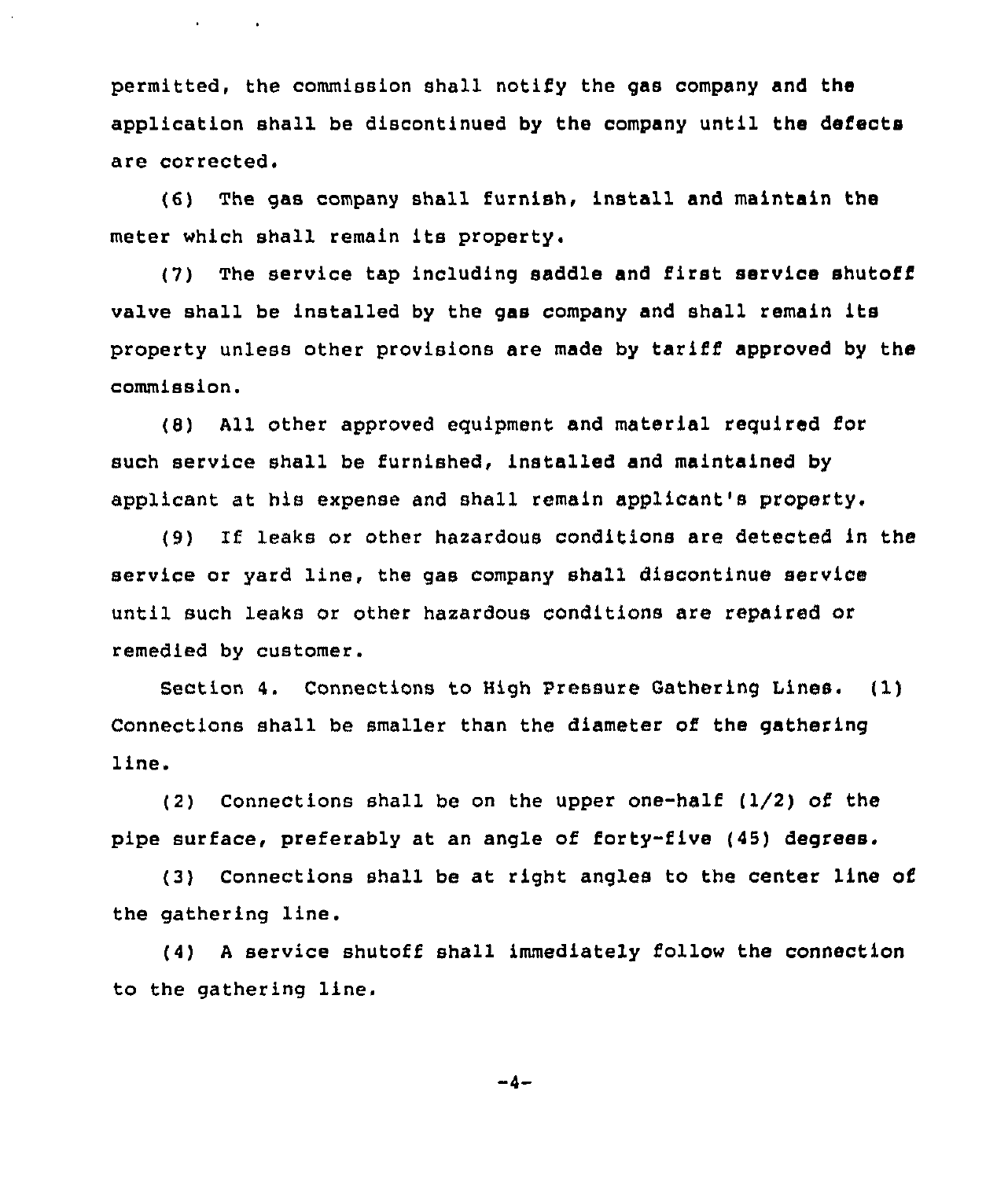permitted, the commission shall notify the gas company and the application shall be discontinued by the company until the defects are corrected.

(6) The gas company shall furnish, install and maintain the meter which shall remain its property.

(7) The service tap including saddle and first service shutoff valve shall be installed by the gas company and shall remain its property unless other provisions are made by tariff approved by the commission.

(8) All other approved equipment and material required for such service shall be furnished, installed and maintained by applicant at his expense and shall remain applicant's property.

(9) If leaks or other hazardous conditions are detected in the service or yard line, the gas company shall discontinue service until such leaks or other hazardous conditions are repaired or remedied by customer.

Section 4. Connections to High Pressure Gathering Lines. (1) Connections shall be smaller than the diameter of the gathering line.

(2) Connections shall be on the upper one-half (1/2) of the pipe surface, preferably at an angle of forty-five (45) degrees.

(3) Connections shall be at right angles to the center line of the gathering line.

(4) A service shutoff shall immediately follow the connection to the gathering line.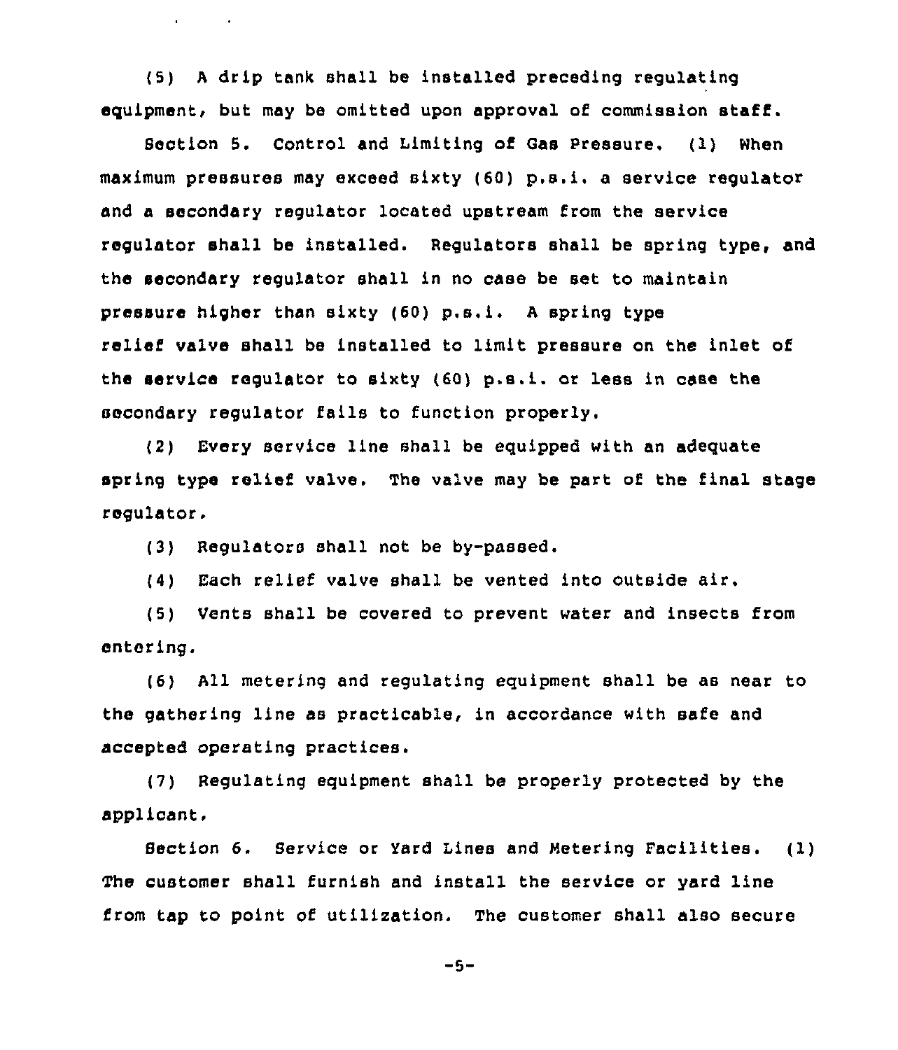(5) A drip tank shall be installed preceding regulating equipment, but may be omitted upon approval of commission staff.

Section 5. Control and Limiting of Gas Pressure. (1) When maximum pressures may exceed sixty (60) p.s.i. a service regulator and a secondary regulator located upstream from the service regulator shall be installed. Regulators shall be spring type, and the secondary regulator shall in no case be set to maintain pressure higher than sixty (60) p.s.i. A spring type relief valve shall be installed to limit pressure on the inlet of the service regulator to sixty (60) p.s.i. or less in case the secondary regulator fails to function properly.

(2) Every service line shall be equipped with an adequate spring type relief valve. The valve may be part of the final stage regulator.

(3) Regulators shall not be by-passed.

(4) Each relief valve shall be vented into outside air.

(5) Vents shall be covered to prevent water and insects from entering.

(6) All metering and regulating equipment shall be as near to the gathering line as practicable, in accordance with safe and accepted operating practices.

(7) Regulating equipment shall be properly protected by the applicant.

Section 6. Service or Yard Lines and Metering Facilities. (1) The customer shall furnish and install the service or yard line from tap to point of utilization. The customer shall also secure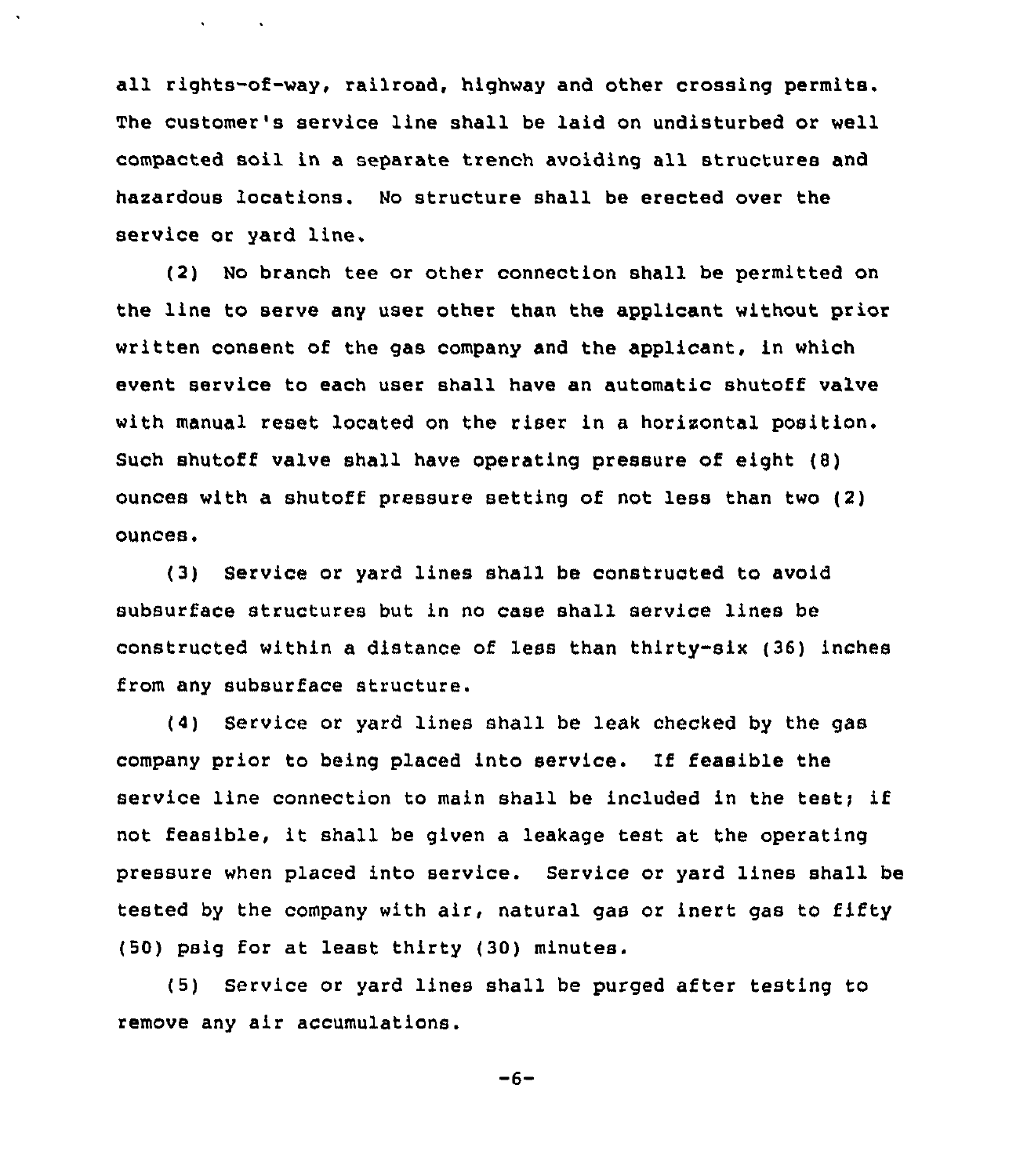all rights-of-way, railroad, highway and other crossing permits. The customer's service line shall be laid on undisturbed or well compacted soil in a separate trench avoiding all structures and hazardous locations. No structure shall be erected over the service or yard line.

(2) No branch tee or other connection shall be permitted on the line to serve any user other than the applicant without prior written consent of the gas company and the applicant, in which event service to each user shall have an automatic shutoff valve with manual reset located on the riser in a horizontal position. Such shutoff valve shall have operating pressure of eight (8) ounces with a shutoff pressure setting of not less than two (2) ounces.

(3) Service or yard lines shall be constructed to avoid subsurface structures but in no case shall service lines be constructed within a distance of less than thirty-six (36) inches from any subsurface structure.

(4) Service or yard lines shall be leak checked by the gas company prior to being placed into service. If feasible the service line connection to main shall be included in the test; if not feasible, it shall be given a leakage test at the operating pressure when placed into service. Service or yard lines shall be tested by the company with air, natural gas or inert gas to fifty (50) psig for at least thirty (30) minutes.

(5) Service or yard lines shall be purged after testing to remove any air accumulations.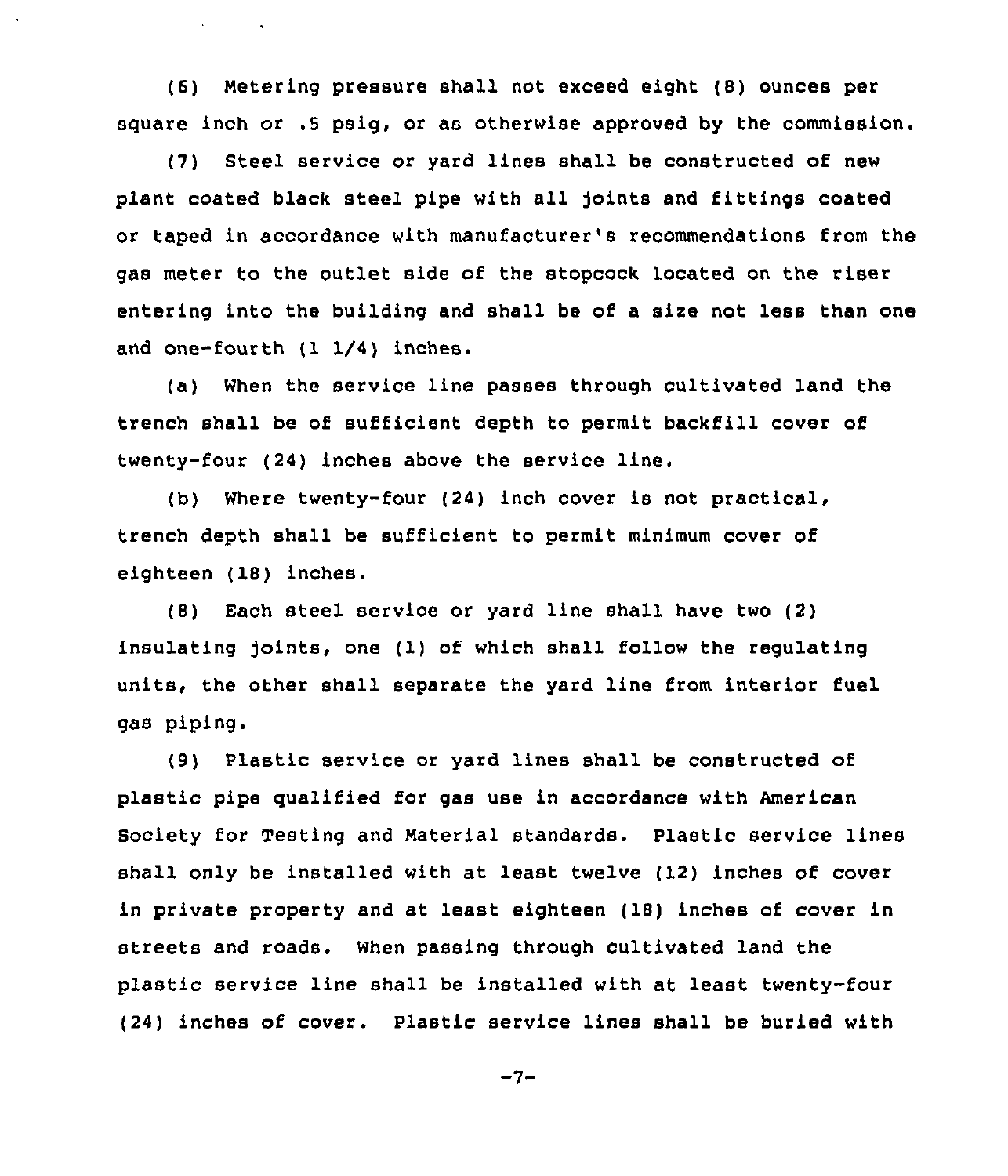(6) Metering pressure shall not exceed eight (8) ounces per square inch or .5 psig, or as otherwise approved by the commission.

(7) Steel service or yard lines shall be constructed of new plant coated black steel pipe with all joints and fittings coated or taped in accordance with manufacturer's recommendations from the gas meter to the outlet side of the stopcock located on the riser entering into the building and shall be of a size not less than one and one-fourth (1 1/4) inches.

(a) When the service line passes through cultivated land the trench shall be of sufficient depth to permit backfill cover of twenty-four (24) inches above the service line.

(b) Where twenty-four (24) inch cover is not practical, trench depth shall be sufficient to permit minimum cover of eighteen (18) inches.

(8) Each steel service or yard line shall have two (2) insulating joints, one (1) of which shall follow the regulating units, the other shall separate the yard line from interior fuel gas piping.

(9) Plastic service or yard lines shall be constructed of plastic pipe qualified for gas use in accordance with American Society for Testing and Material standards. Plastic service lines shall only be installed with at least twelve (12) inches of cover in private property and at least eighteen (18) inches of cover in streets and roads. When passing through cultivated land the plastic service line shall be installed with at least twenty-four (24) inches of cover. Plastic service lines shall be buried with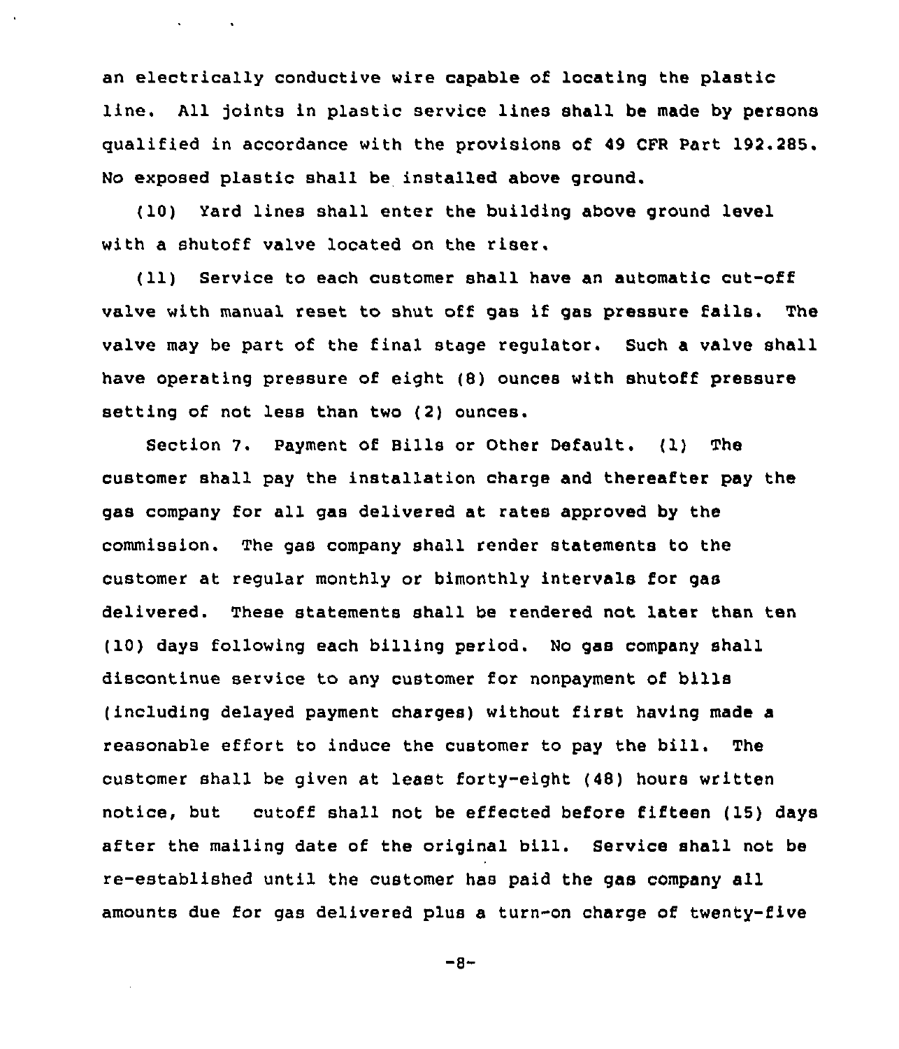an electrically conductive wire capable of locating the plastic line. All joints in plastic service lines shall be made by persons qualified in accordance with the provisions of 49 CFR Part 192.285. No exposed plastic shall be installed above ground.

(10) Yard lines shall enter the building above ground level with a shutoff valve located on the riser.

(11) Service to each customer shall have an automatic cut-off valve with manual reset to shut off gas if gas pressure fails. The valve may be part of the final stage regulator. Such a valve shall have operating pressure of eight (8) ounces with shutoff pressure setting of not less than two (2) ounces.

Section 7. Payment of Bills or Other Default. (1) The customer shall pay the installation charge and thereafter pay the gas company for all gas delivered at rates approved by the commission. The gas company shall render statements to the customer at regular monthly or bimonthly intervals for gas delivered. These statements shall be rendered not later than ten (10) days following each billing period. No gas company shall discontinue service to any customer for nonpayment of bills (including delayed payment charges) without first having made a reasonable effort to induce the customer to pay the bill. The customer shall be given at least forty-eight (48) hours written notice, but cutoff shall not be effected before fifteen (15) days after the mailing date of the original bill. Service shall not be re-established until the customer has paid the gas company all amounts due for gas delivered plus a turn-on charge of twenty-five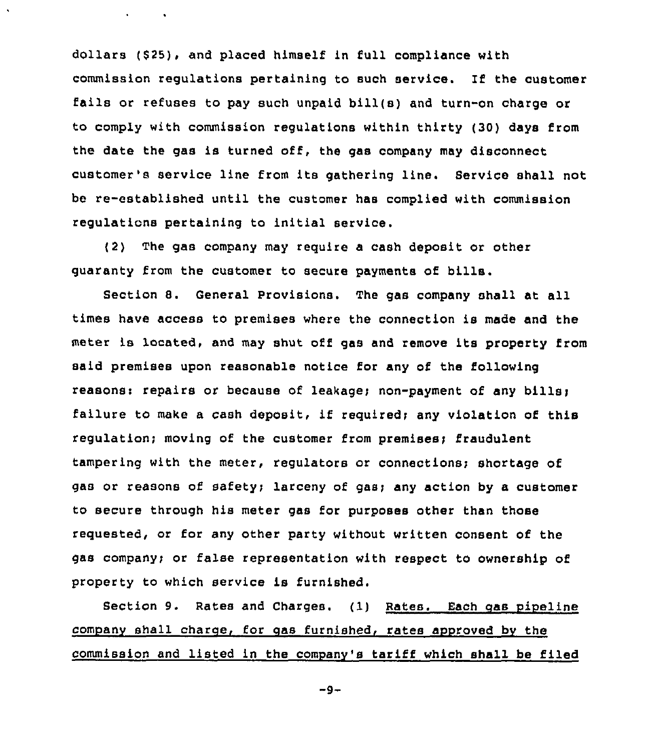dollars ($25), and placed himself in full compliance with commission regulations pertaining to such service. If the customer fails or refuses to pay such unpaid bill(s) and turn-on charge or to comply with commission regulations within thirty (30) days from the date the gas is turned off, the gas company may disconnect customer's service line from its gathering line. Service shall not be re-established until the customer has complied with commission regulations pertaining to initial service.

(2) The gas company may require a cash deposit or other guaranty from the customer to secure payments of bills.

Section 8. General Provisions. The gas company shall at all times have access to premises where the connection is made and the meter is located, and may shut off gas and remove its property from said premises upon reasonable notice for any of the following reasons: repairs or because of leakage; non-payment of any bills; failure to make a cash deposit, if required; any violation of this regulation; moving of the customer from premises; fraudulent tampering with the meter, regulators or connections; shortage of gas or reasons of safety; larceny of gas; any action by a customer to secure through his meter gas for purposes other than those requested, or for any other party without written consent of the gas company; or false representation with respect to ownership of property to which service is furnished.

Section 9. Rates and Charges. (1) <u>Rates. Each gas pipeline company shall charge, for gas furnished, rates approved by the commission and listed in the company's tariff which shall be filed</u>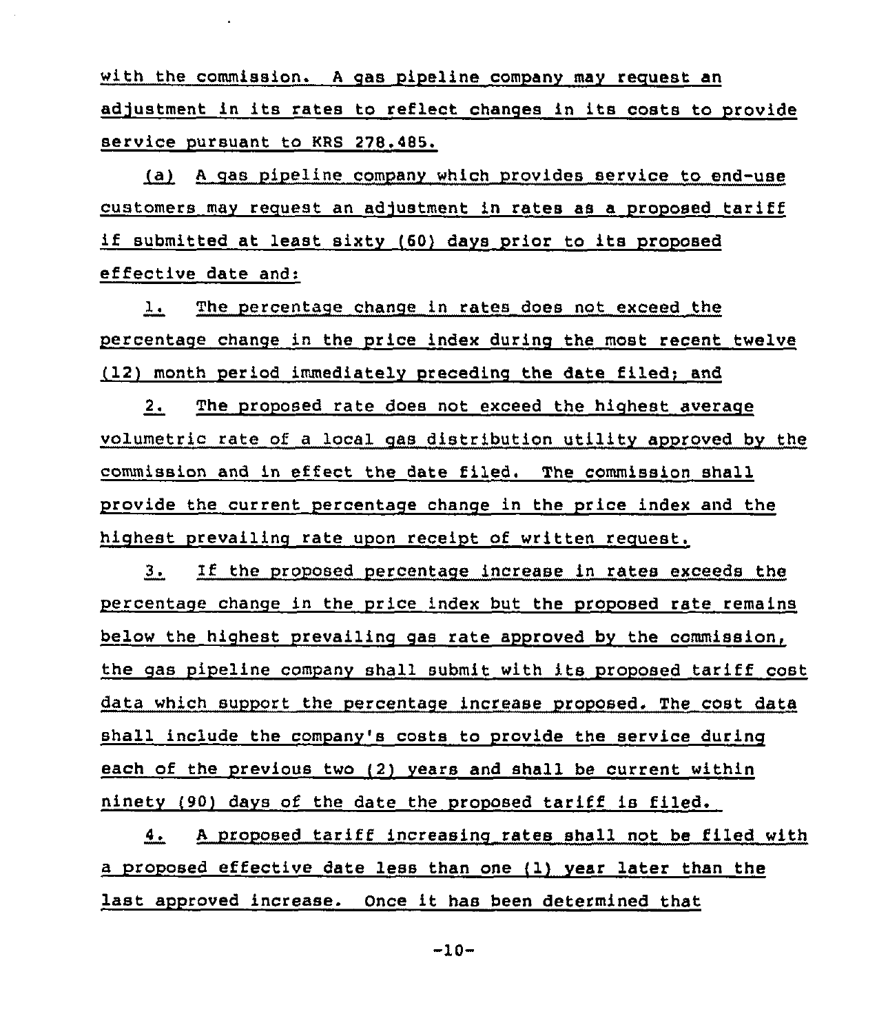with the commission. A gas pipeline company may request an adjustment in its rates to reflect changes in its costs to provide service pursuant to KRS 278.485.

(a) A gas pipeline company which provides service to end-use customers may request an adjustment in rates as a proposed tariff if submitted at least sixty (60) days prior to its proposed effective date and:

1. The percentage change in rates does not exceed the percentage change in the price index during the most recent twelve (12) month period immediately preceding the date filed; and

2. The proposed rate does not exceed the highest average volumetric rate of a local gas distribution utility approved by the commission and in effect the date filed. The commission shall provide the current percentage change in the price index and the highest prevailing rate upon receipt of written request.

3. If the proposed percentage increase in rates exceeds the percentage change in the price index but the proposed rate remains below the highest prevailing gas rate approved by the commission, the gas pipeline company shall submit with its proposed tariff cost data which support the percentage increase proposed. The cost data shall include the company's costs to provide the service during each of the previous two (2) years and shall be current within ninety (90) days of the date the proposed tariff is filed.

4. A proposed tariff increasing rates shall not be filed with a proposed effective date less than one (1) year later than the last approved increase. Once it has been determined that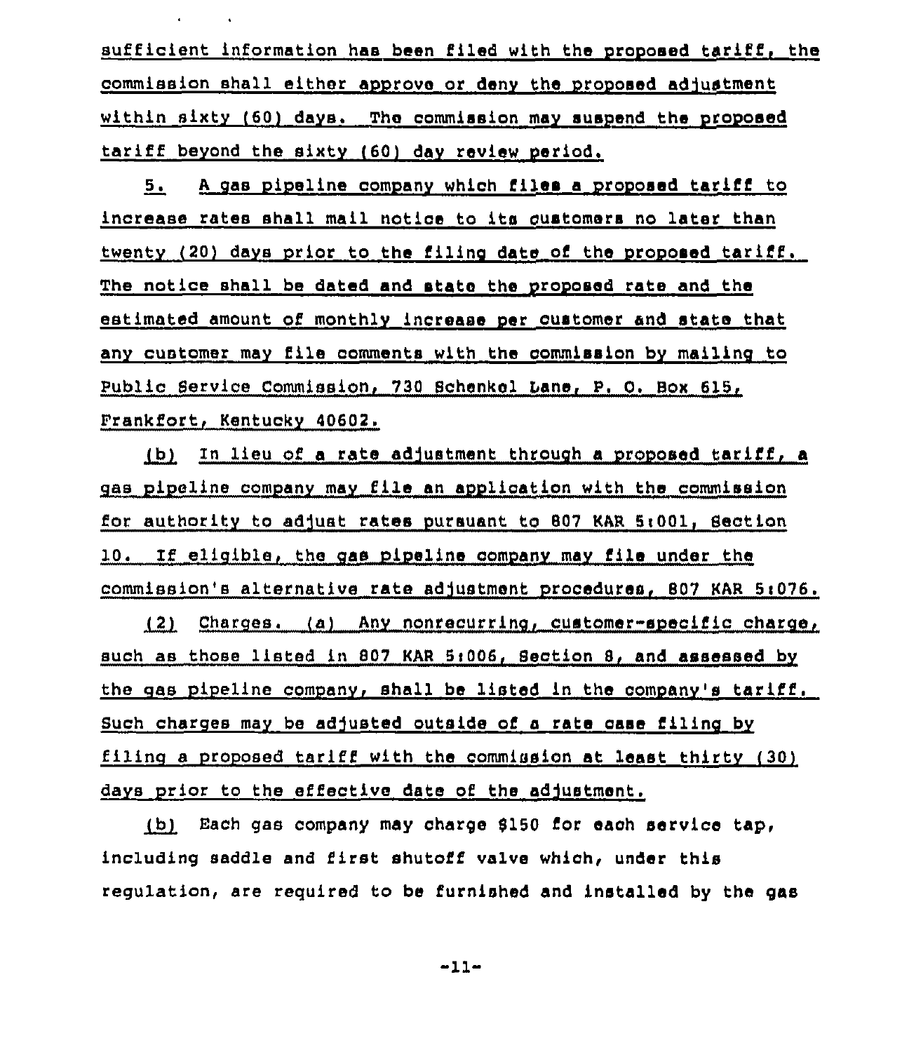sufficient information has been filed with the proposed tariff, the commission shall either approve or deny the proposed adjustment within sixty (60) days. The commission may suspend the proposed tariff beyond the sixty (60) day review period.

5. A gas pipeline company which files a proposed tariff to increase rates shall mail notice to its customers no later than twenty (20) days prior to the filing date of the proposed tariff. The notice shall be dated and state the proposed rate and the estimated amount of monthly increase per customer and state that any customer may file comments with the commission by mailing to Public Service Commission, 730 Schenkel Lane, P. O. Box 615, Frankfort, Kentucky 40602.

(b) In lieu of a rate adjustment through a proposed tariff, a gas pipeline company may file an application with the commission for authority to adjust rates pursuant to 807 KAR 5:001, Section 10. If eligible, the gas pipeline company may file under the commission's alternative rate adjustment procedures, 807 KAR 5:076.

(2) Charges. (a) Any nonrecurring, customer-specific charge, such as those listed in 807 KAR 5:006, Section 8, and assessed by the gas pipeline company, shall be listed in the company's tariff. Such charges may be adjusted outside of a rate case filing by filing a proposed tariff with the commission at least thirty (30) days prior to the effective date of the adjustment.

(b) Each gas company may charge $150 for each service tap, including saddle and first shutoff valve which, under this regulation, are required to be furnished and installed by the gas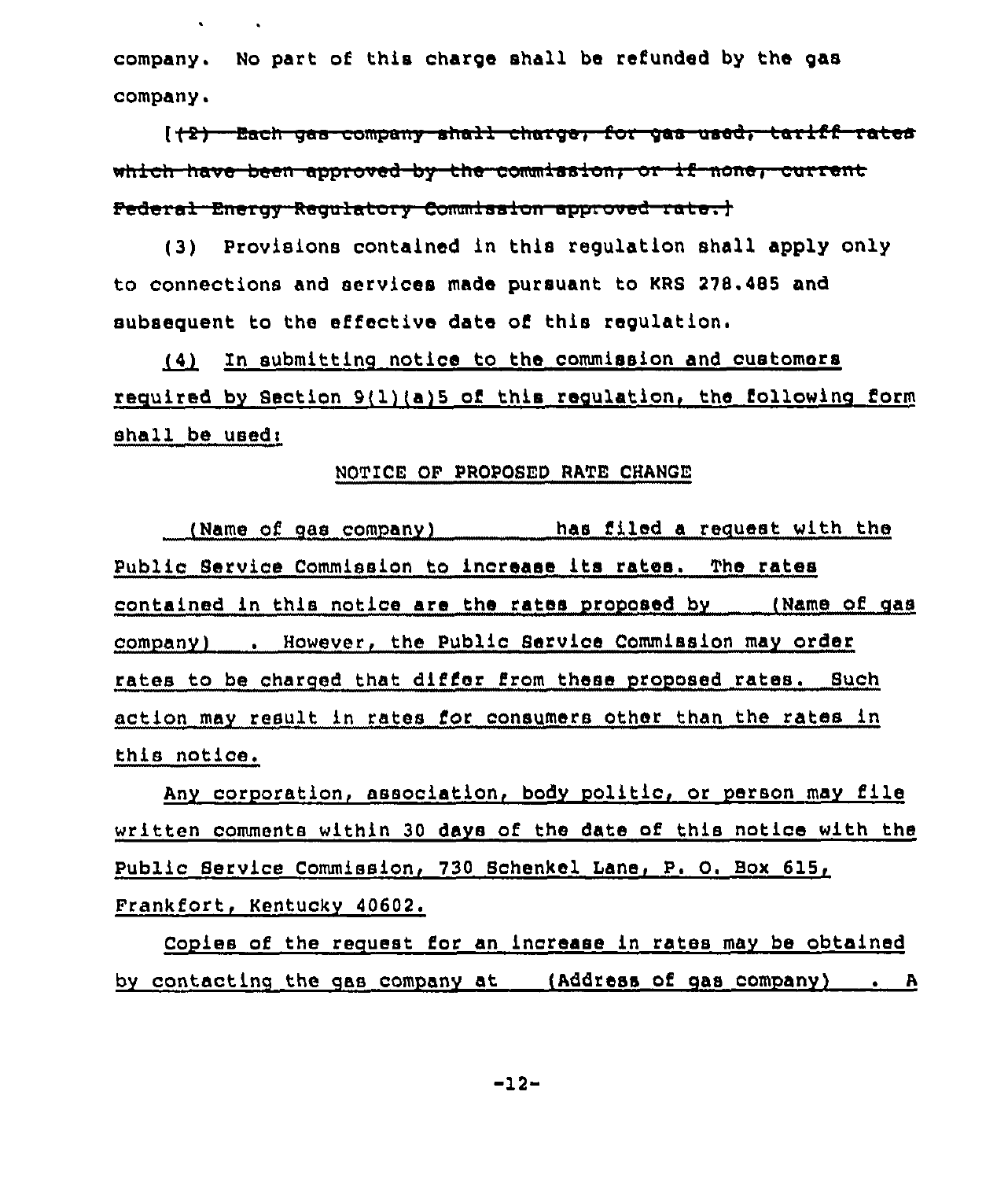company. No part of this charge shall be refunded by the gas company.

[~~(2) Each gas company shall charge, for gas used, tariff rates which have been approved by the commission, or if none, current Federal Energy Regulatory Commission approved rate.~~]

(3) Provisions contained in this regulation shall apply only to connections and services made pursuant to KRS 278.485 and subsequent to the effective date of this regulation.

<u>(4) In submitting notice to the commission and customers required by Section 9(1)(a)5 of this regulation, the following form shall be used:</u>

<u>NOTICE OF PROPOSED RATE CHANGE</u>

<u>(Name of gas company) has filed a request with the Public Service Commission to increase its rates. The rates contained in this notice are the rates proposed by (Name of gas company) . However, the Public Service Commission may order rates to be charged that differ from these proposed rates. Such action may result in rates for consumers other than the rates in this notice.</u>

<u>Any corporation, association, body politic, or person may file written comments within 30 days of the date of this notice with the Public Service Commission, 730 Schenkel Lane, P. O. Box 615, Frankfort, Kentucky 40602.</u>

<u>Copies of the request for an increase in rates may be obtained by contacting the gas company at (Address of gas company) . A</u>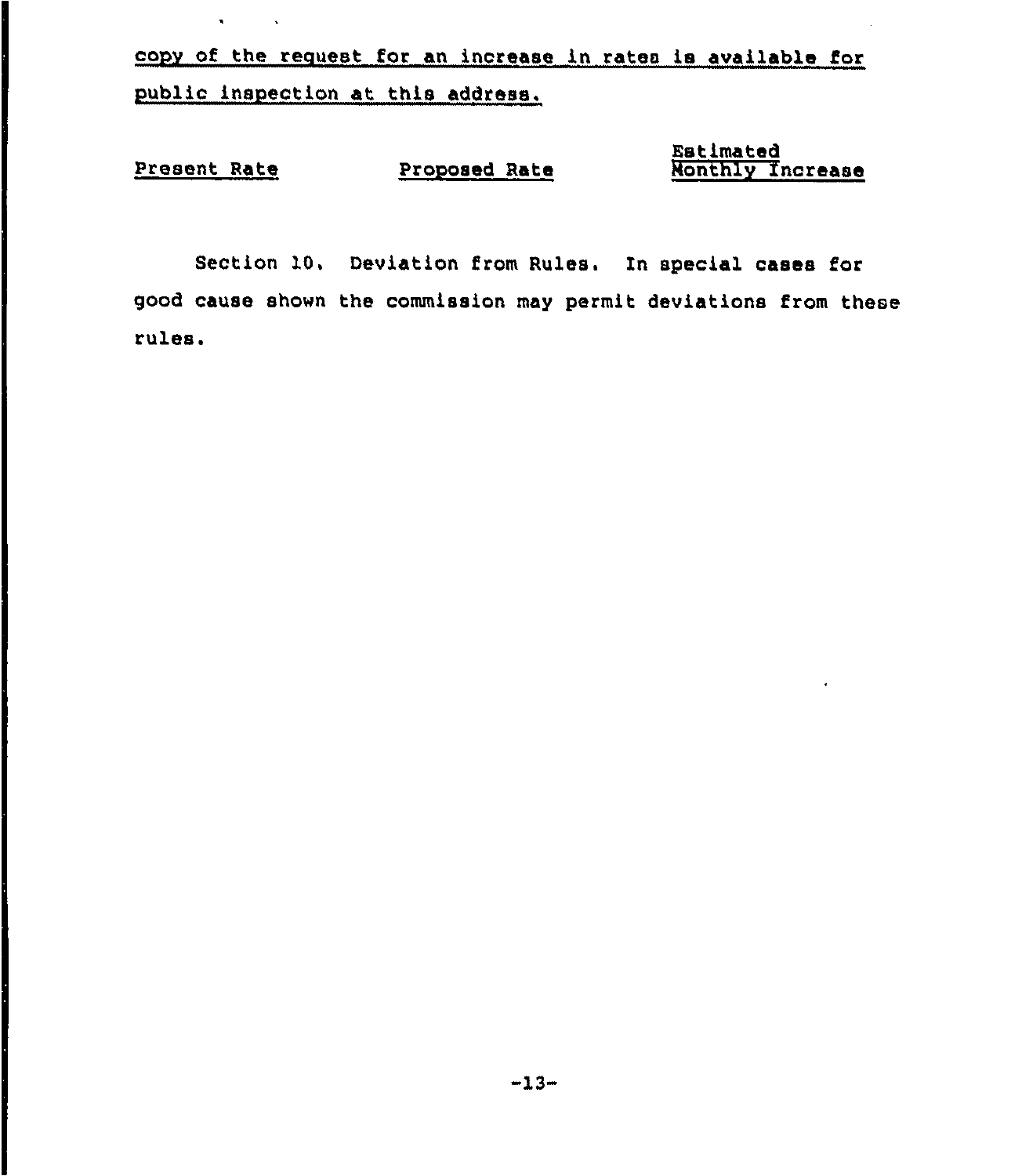copy of the request for an increase in rates is available for public inspection at this address.

| Present Rate | Proposed Rate | Estimated Monthly Increase |
|---|---|---|

Section 10. Deviation from Rules. In special cases for good cause shown the commission may permit deviations from these rules.